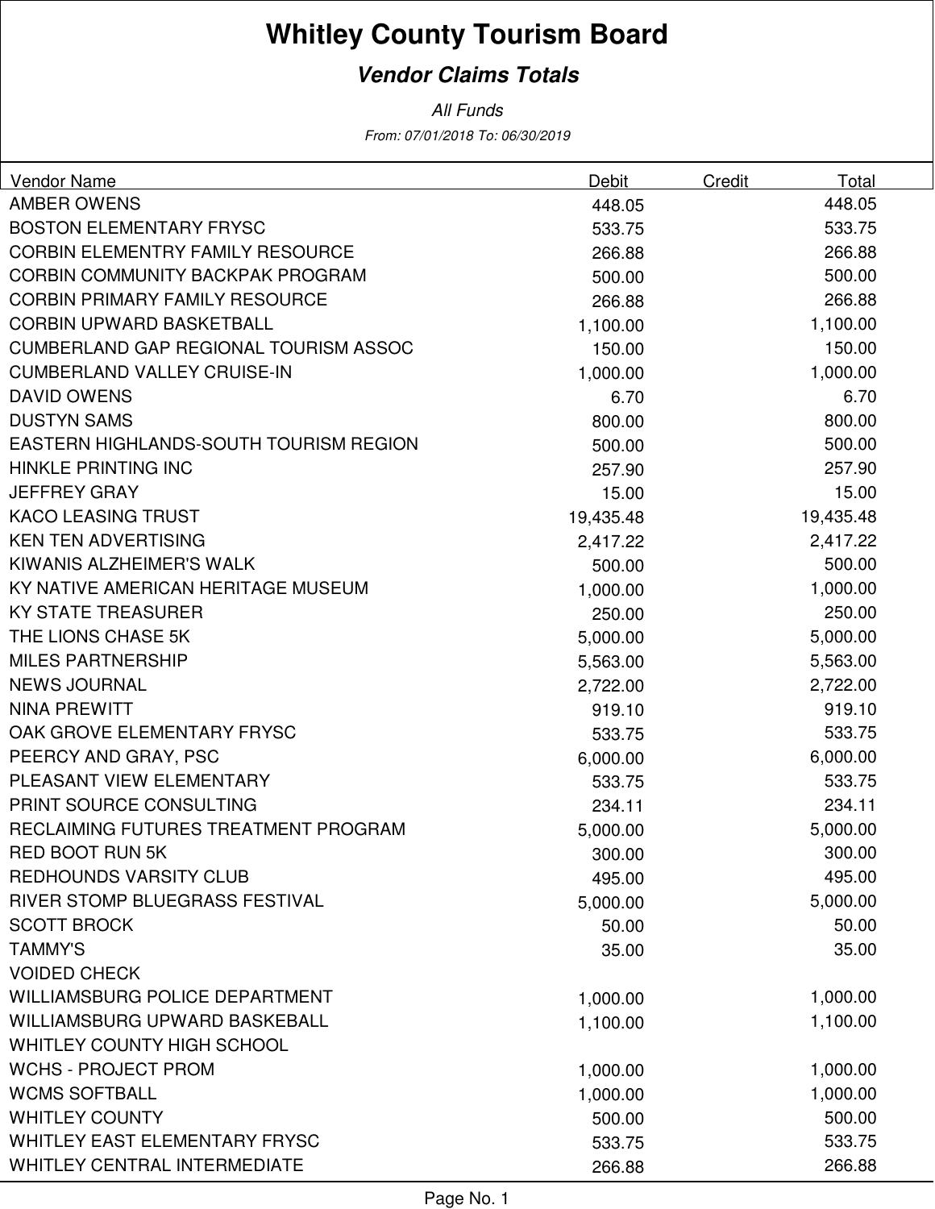# Whitley County Tourism Board

## *Vendor Claims Totals*

*All Funds*

*From: 07/01/2018 To: 06/30/2019*

| Vendor Name | Debit | Credit | Total |
|---|---|---|---|
| AMBER OWENS | 448.05 | | 448.05 |
| BOSTON ELEMENTARY FRYSC | 533.75 | | 533.75 |
| CORBIN ELEMENTRY FAMILY RESOURCE | 266.88 | | 266.88 |
| CORBIN COMMUNITY BACKPAK PROGRAM | 500.00 | | 500.00 |
| CORBIN PRIMARY FAMILY RESOURCE | 266.88 | | 266.88 |
| CORBIN UPWARD BASKETBALL | 1,100.00 | | 1,100.00 |
| CUMBERLAND GAP REGIONAL TOURISM ASSOC | 150.00 | | 150.00 |
| CUMBERLAND VALLEY CRUISE-IN | 1,000.00 | | 1,000.00 |
| DAVID OWENS | 6.70 | | 6.70 |
| DUSTYN SAMS | 800.00 | | 800.00 |
| EASTERN HIGHLANDS-SOUTH TOURISM REGION | 500.00 | | 500.00 |
| HINKLE PRINTING INC | 257.90 | | 257.90 |
| JEFFREY GRAY | 15.00 | | 15.00 |
| KACO LEASING TRUST | 19,435.48 | | 19,435.48 |
| KEN TEN ADVERTISING | 2,417.22 | | 2,417.22 |
| KIWANIS ALZHEIMER'S WALK | 500.00 | | 500.00 |
| KY NATIVE AMERICAN HERITAGE MUSEUM | 1,000.00 | | 1,000.00 |
| KY STATE TREASURER | 250.00 | | 250.00 |
| THE LIONS CHASE 5K | 5,000.00 | | 5,000.00 |
| MILES PARTNERSHIP | 5,563.00 | | 5,563.00 |
| NEWS JOURNAL | 2,722.00 | | 2,722.00 |
| NINA PREWITT | 919.10 | | 919.10 |
| OAK GROVE ELEMENTARY FRYSC | 533.75 | | 533.75 |
| PEERCY AND GRAY, PSC | 6,000.00 | | 6,000.00 |
| PLEASANT VIEW ELEMENTARY | 533.75 | | 533.75 |
| PRINT SOURCE CONSULTING | 234.11 | | 234.11 |
| RECLAIMING FUTURES TREATMENT PROGRAM | 5,000.00 | | 5,000.00 |
| RED BOOT RUN 5K | 300.00 | | 300.00 |
| REDHOUNDS VARSITY CLUB | 495.00 | | 495.00 |
| RIVER STOMP BLUEGRASS FESTIVAL | 5,000.00 | | 5,000.00 |
| SCOTT BROCK | 50.00 | | 50.00 |
| TAMMY'S | 35.00 | | 35.00 |
| VOIDED CHECK | | | |
| WILLIAMSBURG POLICE DEPARTMENT | 1,000.00 | | 1,000.00 |
| WILLIAMSBURG UPWARD BASKEBALL | 1,100.00 | | 1,100.00 |
| WHITLEY COUNTY HIGH SCHOOL | | | |
| WCHS - PROJECT PROM | 1,000.00 | | 1,000.00 |
| WCMS SOFTBALL | 1,000.00 | | 1,000.00 |
| WHITLEY COUNTY | 500.00 | | 500.00 |
| WHITLEY EAST ELEMENTARY FRYSC | 533.75 | | 533.75 |
| WHITLEY CENTRAL INTERMEDIATE | 266.88 | | 266.88 |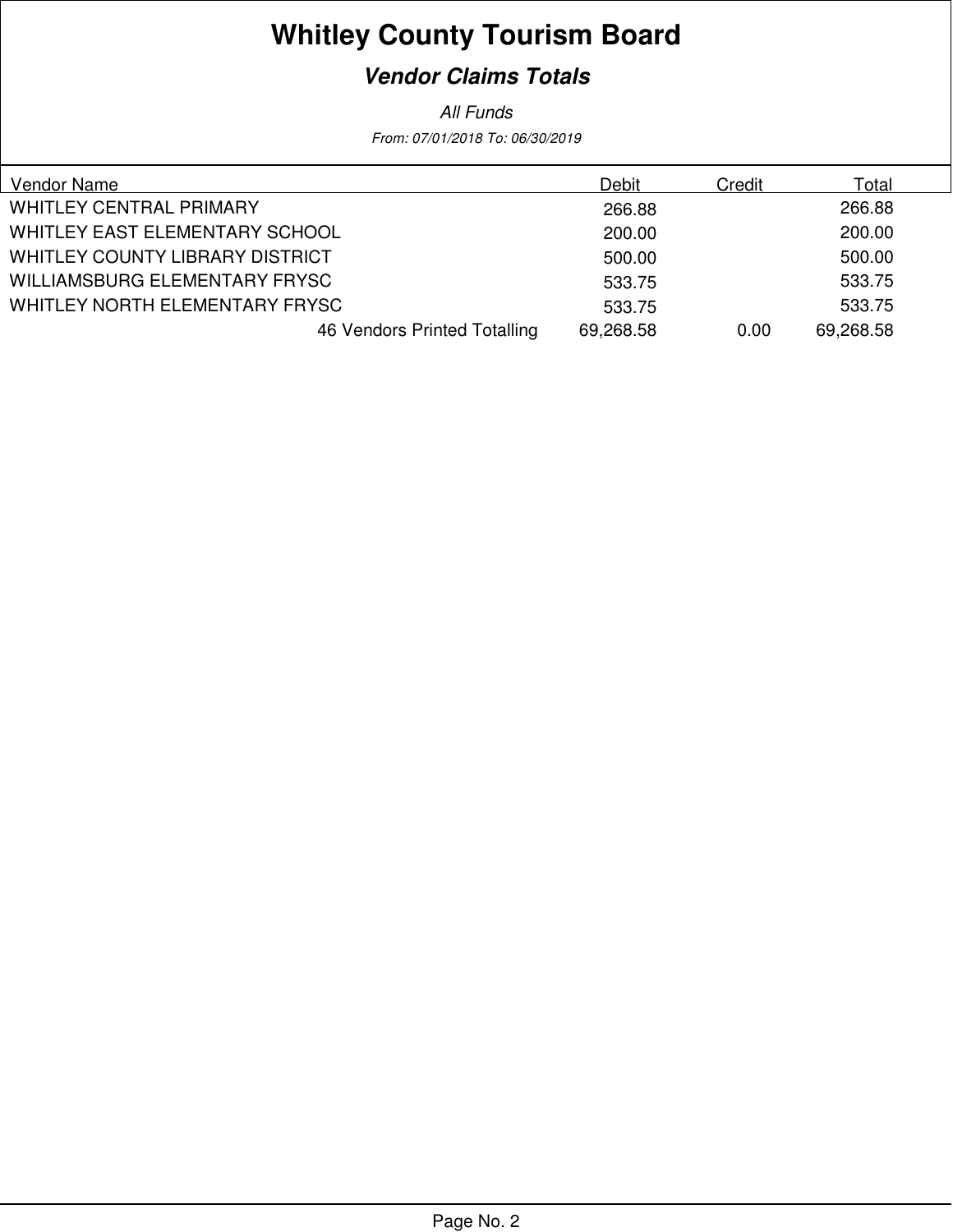# Whitley County Tourism Board

***Vendor Claims Totals***

*All Funds*

*From: 07/01/2018 To: 06/30/2019*

| Vendor Name | Debit | Credit | Total |
|---|---|---|---|
| WHITLEY CENTRAL PRIMARY | 266.88 | | 266.88 |
| WHITLEY EAST ELEMENTARY SCHOOL | 200.00 | | 200.00 |
| WHITLEY COUNTY LIBRARY DISTRICT | 500.00 | | 500.00 |
| WILLIAMSBURG ELEMENTARY FRYSC | 533.75 | | 533.75 |
| WHITLEY NORTH ELEMENTARY FRYSC | 533.75 | | 533.75 |
| 46 Vendors Printed Totalling | 69,268.58 | 0.00 | 69,268.58 |